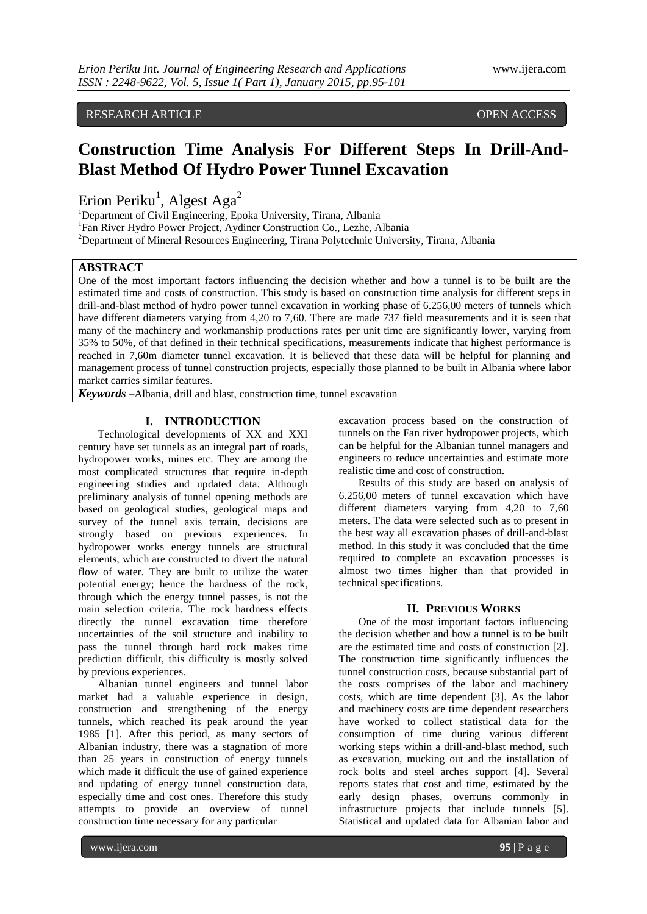RESEARCH ARTICLE OPEN ACCESS

# Construction Time Analysis For Different Steps In Drill-And-Blast Method Of Hydro Power Tunnel Excavation

Erion Periku[1], Algest Aga[2]

[1]Department of Civil Engineering, Epoka University, Tirana, Albania
[1]Fan River Hydro Power Project, Aydiner Construction Co., Lezhe, Albania
[2]Department of Mineral Resources Engineering, Tirana Polytechnic University, Tirana, Albania

## ABSTRACT

One of the most important factors influencing the decision whether and how a tunnel is to be built are the estimated time and costs of construction. This study is based on construction time analysis for different steps in drill-and-blast method of hydro power tunnel excavation in working phase of 6.256,00 meters of tunnels which have different diameters varying from 4,20 to 7,60. There are made 737 field measurements and it is seen that many of the machinery and workmanship productions rates per unit time are significantly lower, varying from 35% to 50%, of that defined in their technical specifications, measurements indicate that highest performance is reached in 7,60m diameter tunnel excavation. It is believed that these data will be helpful for planning and management process of tunnel construction projects, especially those planned to be built in Albania where labor market carries similar features.

***Keywords*** **–**Albania, drill and blast, construction time, tunnel excavation

## I. INTRODUCTION

Technological developments of XX and XXI century have set tunnels as an integral part of roads, hydropower works, mines etc. They are among the most complicated structures that require in-depth engineering studies and updated data. Although preliminary analysis of tunnel opening methods are based on geological studies, geological maps and survey of the tunnel axis terrain, decisions are strongly based on previous experiences. In hydropower works energy tunnels are structural elements, which are constructed to divert the natural flow of water. They are built to utilize the water potential energy; hence the hardness of the rock, through which the energy tunnel passes, is not the main selection criteria. The rock hardness effects directly the tunnel excavation time therefore uncertainties of the soil structure and inability to pass the tunnel through hard rock makes time prediction difficult, this difficulty is mostly solved by previous experiences.

Albanian tunnel engineers and tunnel labor market had a valuable experience in design, construction and strengthening of the energy tunnels, which reached its peak around the year 1985 [1]. After this period, as many sectors of Albanian industry, there was a stagnation of more than 25 years in construction of energy tunnels which made it difficult the use of gained experience and updating of energy tunnel construction data, especially time and cost ones. Therefore this study attempts to provide an overview of tunnel construction time necessary for any particular excavation process based on the construction of tunnels on the Fan river hydropower projects, which can be helpful for the Albanian tunnel managers and engineers to reduce uncertainties and estimate more realistic time and cost of construction.

Results of this study are based on analysis of 6.256,00 meters of tunnel excavation which have different diameters varying from 4,20 to 7,60 meters. The data were selected such as to present in the best way all excavation phases of drill-and-blast method. In this study it was concluded that the time required to complete an excavation processes is almost two times higher than that provided in technical specifications.

## II. PREVIOUS WORKS

One of the most important factors influencing the decision whether and how a tunnel is to be built are the estimated time and costs of construction [2]. The construction time significantly influences the tunnel construction costs, because substantial part of the costs comprises of the labor and machinery costs, which are time dependent [3]. As the labor and machinery costs are time dependent researchers have worked to collect statistical data for the consumption of time during various different working steps within a drill-and-blast method, such as excavation, mucking out and the installation of rock bolts and steel arches support [4]. Several reports states that cost and time, estimated by the early design phases, overruns commonly in infrastructure projects that include tunnels [5]. Statistical and updated data for Albanian labor and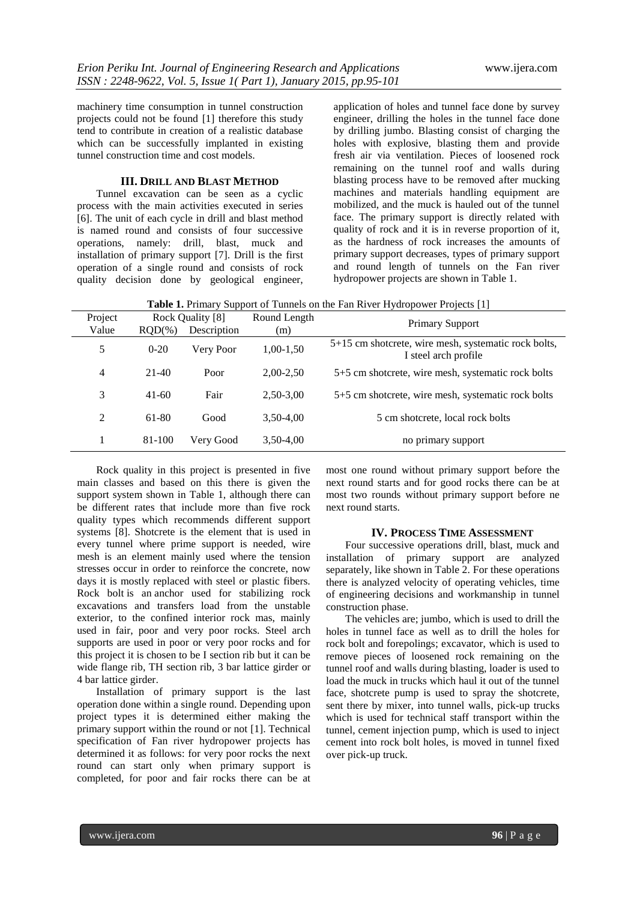machinery time consumption in tunnel construction projects could not be found [1] therefore this study tend to contribute in creation of a realistic database which can be successfully implanted in existing tunnel construction time and cost models.

## III. Drill and Blast Method

Tunnel excavation can be seen as a cyclic process with the main activities executed in series [6]. The unit of each cycle in drill and blast method is named round and consists of four successive operations, namely: drill, blast, muck and installation of primary support [7]. Drill is the first operation of a single round and consists of rock quality decision done by geological engineer, application of holes and tunnel face done by survey engineer, drilling the holes in the tunnel face done by drilling jumbo. Blasting consist of charging the holes with explosive, blasting them and provide fresh air via ventilation. Pieces of loosened rock remaining on the tunnel roof and walls during blasting process have to be removed after mucking machines and materials handling equipment are mobilized, and the muck is hauled out of the tunnel face. The primary support is directly related with quality of rock and it is in reverse proportion of it, as the hardness of rock increases the amounts of primary support decreases, types of primary support and round length of tunnels on the Fan river hydropower projects are shown in Table 1.

**Table 1.** Primary Support of Tunnels on the Fan River Hydropower Projects [1]

| Project Value | Rock Quality [8] | | Round Length (m) | Primary Support |
|---|---|---|---|---|
| | RQD(%) | Description | | |
| 5 | 0-20 | Very Poor | 1,00-1,50 | 5+15 cm shotcrete, wire mesh, systematic rock bolts, I steel arch profile |
| 4 | 21-40 | Poor | 2,00-2,50 | 5+5 cm shotcrete, wire mesh, systematic rock bolts |
| 3 | 41-60 | Fair | 2,50-3,00 | 5+5 cm shotcrete, wire mesh, systematic rock bolts |
| 2 | 61-80 | Good | 3,50-4,00 | 5 cm shotcrete, local rock bolts |
| 1 | 81-100 | Very Good | 3,50-4,00 | no primary support |

Rock quality in this project is presented in five main classes and based on this there is given the support system shown in Table 1, although there can be different rates that include more than five rock quality types which recommends different support systems [8]. Shotcrete is the element that is used in every tunnel where prime support is needed, wire mesh is an element mainly used where the tension stresses occur in order to reinforce the concrete, now days it is mostly replaced with steel or plastic fibers. Rock bolt is an anchor used for stabilizing rock excavations and transfers load from the unstable exterior, to the confined interior rock mas, mainly used in fair, poor and very poor rocks. Steel arch supports are used in poor or very poor rocks and for this project it is chosen to be I section rib but it can be wide flange rib, TH section rib, 3 bar lattice girder or 4 bar lattice girder.

Installation of primary support is the last operation done within a single round. Depending upon project types it is determined either making the primary support within the round or not [1]. Technical specification of Fan river hydropower projects has determined it as follows: for very poor rocks the next round can start only when primary support is completed, for poor and fair rocks there can be at most one round without primary support before the next round starts and for good rocks there can be at most two rounds without primary support before ne next round starts.

## IV. Process Time Assessment

Four successive operations drill, blast, muck and installation of primary support are analyzed separately, like shown in Table 2. For these operations there is analyzed velocity of operating vehicles, time of engineering decisions and workmanship in tunnel construction phase.

The vehicles are; jumbo, which is used to drill the holes in tunnel face as well as to drill the holes for rock bolt and forepolings; excavator, which is used to remove pieces of loosened rock remaining on the tunnel roof and walls during blasting, loader is used to load the muck in trucks which haul it out of the tunnel face, shotcrete pump is used to spray the shotcrete, sent there by mixer, into tunnel walls, pick-up trucks which is used for technical staff transport within the tunnel, cement injection pump, which is used to inject cement into rock bolt holes, is moved in tunnel fixed over pick-up truck.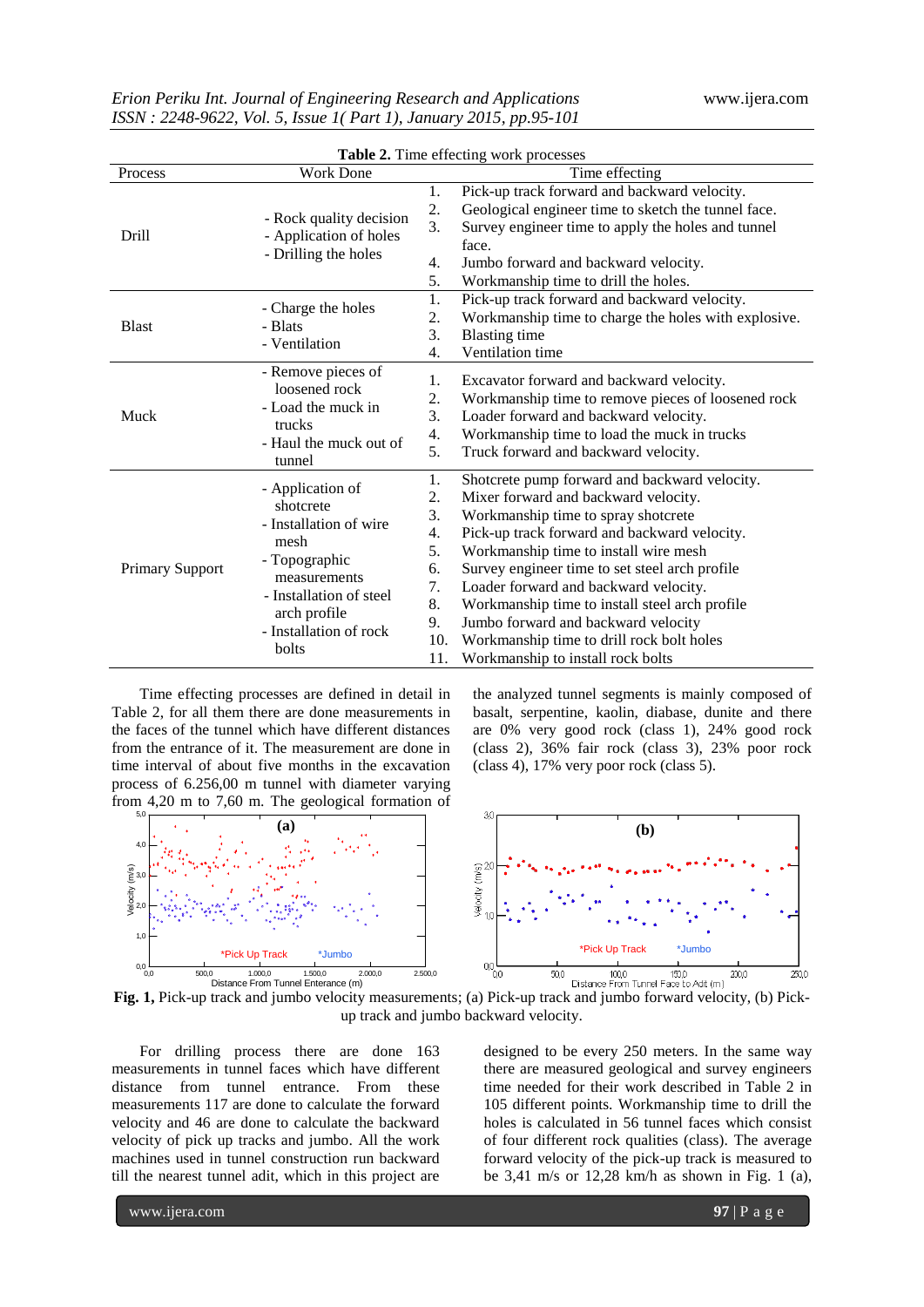**Table 2.** Time effecting work processes

| Process | Work Done | Time effecting |
|---|---|---|
| Drill | - Rock quality decision<br>- Application of holes<br>- Drilling the holes | 1. Pick-up track forward and backward velocity.<br>2. Geological engineer time to sketch the tunnel face.<br>3. Survey engineer time to apply the holes and tunnel face.<br>4. Jumbo forward and backward velocity.<br>5. Workmanship time to drill the holes. |
| Blast | - Charge the holes<br>- Blats<br>- Ventilation | 1. Pick-up track forward and backward velocity.<br>2. Workmanship time to charge the holes with explosive.<br>3. Blasting time<br>4. Ventilation time |
| Muck | - Remove pieces of loosened rock<br>- Load the muck in trucks<br>- Haul the muck out of tunnel | 1. Excavator forward and backward velocity.<br>2. Workmanship time to remove pieces of loosened rock<br>3. Loader forward and backward velocity.<br>4. Workmanship time to load the muck in trucks<br>5. Truck forward and backward velocity. |
| Primary Support | - Application of shotcrete<br>- Installation of wire mesh<br>- Topographic measurements<br>- Installation of steel arch profile<br>- Installation of rock bolts | 1. Shotcrete pump forward and backward velocity.<br>2. Mixer forward and backward velocity.<br>3. Workmanship time to spray shotcrete<br>4. Pick-up track forward and backward velocity.<br>5. Workmanship time to install wire mesh<br>6. Survey engineer time to set steel arch profile<br>7. Loader forward and backward velocity.<br>8. Workmanship time to install steel arch profile<br>9. Jumbo forward and backward velocity<br>10. Workmanship time to drill rock bolt holes<br>11. Workmanship to install rock bolts |

Time effecting processes are defined in detail in Table 2, for all them there are done measurements in the faces of the tunnel which have different distances from the entrance of it. The measurement are done in time interval of about five months in the excavation process of 6.256,00 m tunnel with diameter varying from 4,20 m to 7,60 m. The geological formation of the analyzed tunnel segments is mainly composed of basalt, serpentine, kaolin, diabase, dunite and there are 0% very good rock (class 1), 24% good rock (class 2), 36% fair rock (class 3), 23% poor rock (class 4), 17% very poor rock (class 5).

(a)
Velocity (m/s)
5,0
4,0
3,0
2,0
1,0
0,0
0,0 500,0 1.000,0 1.500,0 2.000,0 2.500,0
Distance From Tunnel Enterance (m)
*Pick Up Track *Jumbo

(b)
Velocity (m/s)
3,0
2,0
1,0
0,0
0,0 50,0 100,0 150,0 200,0 250,0
Distance From Tunnel Face to Adit (m)
*Pick Up Track *Jumbo

**Fig. 1,** Pick-up track and jumbo velocity measurements; (a) Pick-up track and jumbo forward velocity, (b) Pick-up track and jumbo backward velocity.

For drilling process there are done 163 measurements in tunnel faces which have different distance from tunnel entrance. From these measurements 117 are done to calculate the forward velocity and 46 are done to calculate the backward velocity of pick up tracks and jumbo. All the work machines used in tunnel construction run backward till the nearest tunnel adit, which in this project are designed to be every 250 meters. In the same way there are measured geological and survey engineers time needed for their work described in Table 2 in 105 different points. Workmanship time to drill the holes is calculated in 56 tunnel faces which consist of four different rock qualities (class). The average forward velocity of the pick-up track is measured to be 3,41 m/s or 12,28 km/h as shown in Fig. 1 (a),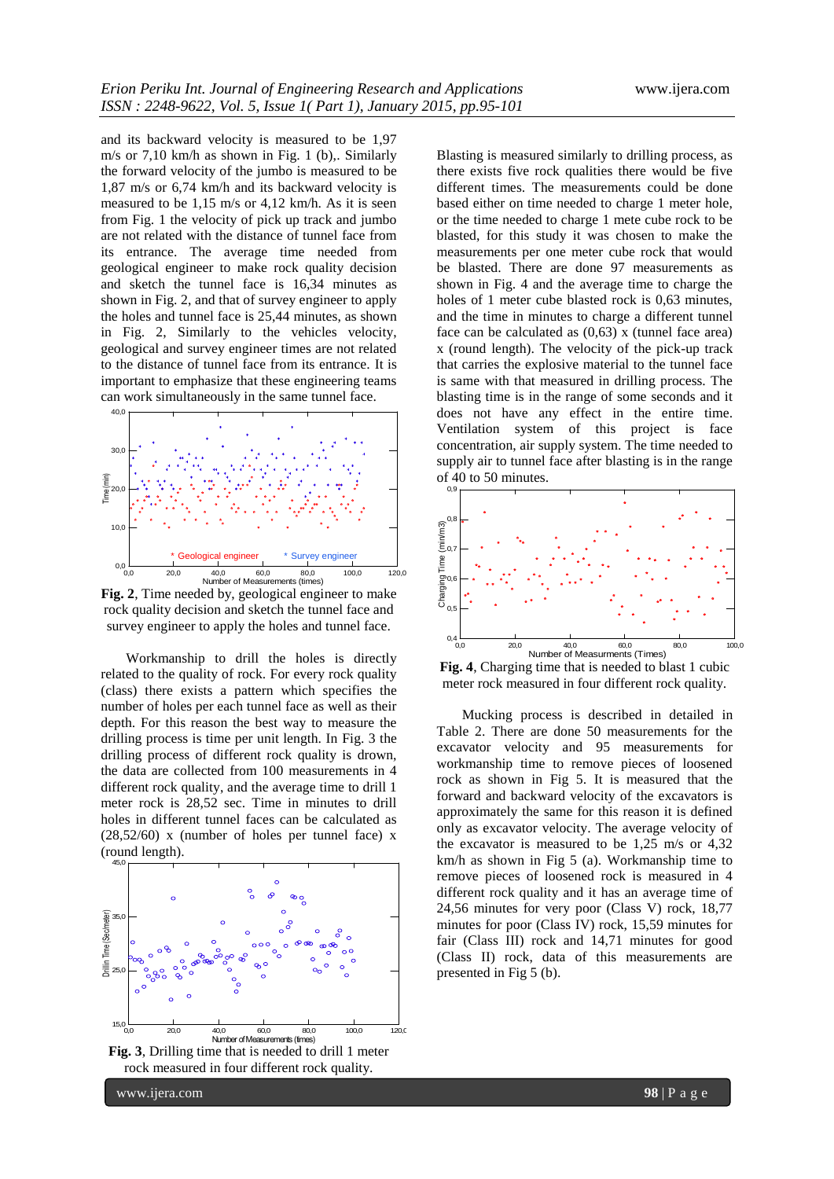and its backward velocity is measured to be 1,97 m/s or 7,10 km/h as shown in Fig. 1 (b),. Similarly the forward velocity of the jumbo is measured to be 1,87 m/s or 6,74 km/h and its backward velocity is measured to be 1,15 m/s or 4,12 km/h. As it is seen from Fig. 1 the velocity of pick up track and jumbo are not related with the distance of tunnel face from its entrance. The average time needed from geological engineer to make rock quality decision and sketch the tunnel face is 16,34 minutes as shown in Fig. 2, and that of survey engineer to apply the holes and tunnel face is 25,44 minutes, as shown in Fig. 2, Similarly to the vehicles velocity, geological and survey engineer times are not related to the distance of tunnel face from its entrance. It is important to emphasize that these engineering teams can work simultaneously in the same tunnel face.

40,0
30,0
20,0
10,0
0,0
Time (min)
0,0 20,0 40,0 60,0 80,0 100,0 120,0
Number of Measurements (times)
* Geological engineer * Survey engineer

**Fig. 2**, Time needed by, geological engineer to make rock quality decision and sketch the tunnel face and survey engineer to apply the holes and tunnel face.

Workmanship to drill the holes is directly related to the quality of rock. For every rock quality (class) there exists a pattern which specifies the number of holes per each tunnel face as well as their depth. For this reason the best way to measure the drilling process is time per unit length. In Fig. 3 the drilling process of different rock quality is drawn, the data are collected from 100 measurements in 4 different rock quality, and the average time to drill 1 meter rock is 28,52 sec. Time in minutes to drill holes in different tunnel faces can be calculated as (28,52/60) x (number of holes per tunnel face) x (round length).

45,0
35,0
25,0
15,0
Drillin Time (Sec/meter)
0,0 20,0 40,0 60,0 80,0 100,0 120,0
Number of Measurements (times)

**Fig. 3**, Drilling time that is needed to drill 1 meter rock measured in four different rock quality.

Blasting is measured similarly to drilling process, as there exists five rock qualities there would be five different times. The measurements could be done based either on time needed to charge 1 meter hole, or the time needed to charge 1 mete cube rock to be blasted, for this study it was chosen to make the measurements per one meter cube rock that would be blasted. There are done 97 measurements as shown in Fig. 4 and the average time to charge the holes of 1 meter cube blasted rock is 0,63 minutes, and the time in minutes to charge a different tunnel face can be calculated as (0,63) x (tunnel face area) x (round length). The velocity of the pick-up track that carries the explosive material to the tunnel face is same with that measured in drilling process. The blasting time is in the range of some seconds and it does not have any effect in the entire time. Ventilation system of this project is face concentration, air supply system. The time needed to supply air to tunnel face after blasting is in the range of 40 to 50 minutes.

0,9
0,8
0,7
0,6
0,5
0,4
Charging Time (min/m3)
0,0 20,0 40,0 60,0 80,0 100,0
Number of Measurments (Times)

**Fig. 4**, Charging time that is needed to blast 1 cubic meter rock measured in four different rock quality.

Mucking process is described in detailed in Table 2. There are done 50 measurements for the excavator velocity and 95 measurements for workmanship time to remove pieces of loosened rock as shown in Fig 5. It is measured that the forward and backward velocity of the excavators is approximately the same for this reason it is defined only as excavator velocity. The average velocity of the excavator is measured to be 1,25 m/s or 4,32 km/h as shown in Fig 5 (a). Workmanship time to remove pieces of loosened rock is measured in 4 different rock quality and it has an average time of 24,56 minutes for very poor (Class V) rock, 18,77 minutes for poor (Class IV) rock, 15,59 minutes for fair (Class III) rock and 14,71 minutes for good (Class II) rock, data of this measurements are presented in Fig 5 (b).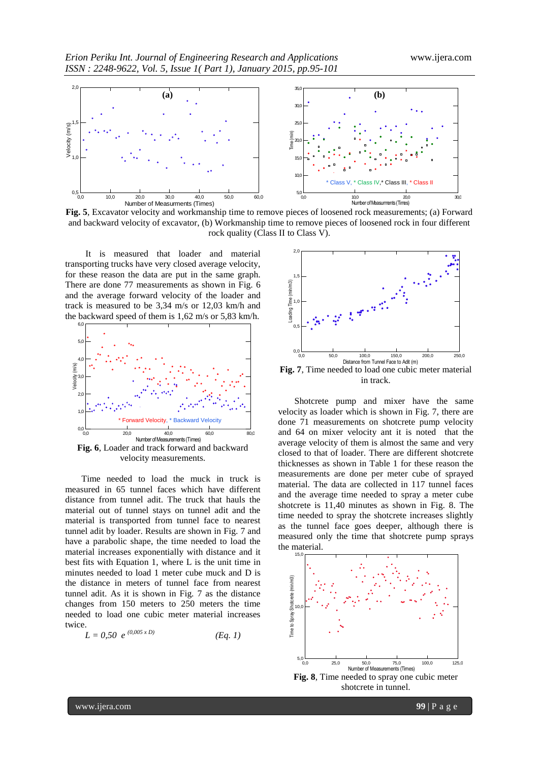(a)

Velocity (m/s)

2,0

1,5

1,0

0,5

0,0 10,0 20,0 30,0 40,0 50,0 60,0

Number of Measurements (Times)

(b)

Time (min)

35,0

30,0

25,0

20,0

15,0

10,0

5,0

0,0 10,0 20,0 30,0

Number of Measurements (Times)

* Class V, * Class IV,* Class III, * Class II

**Fig. 5**, Excavator velocity and workmanship time to remove pieces of loosened rock measurements; (a) Forward and backward velocity of excavator, (b) Workmanship time to remove pieces of loosened rock in four different rock quality (Class II to Class V).

It is measured that loader and material transporting trucks have very closed average velocity, for these reason the data are put in the same graph. There are done 77 measurements as shown in Fig. 6 and the average forward velocity of the loader and track is measured to be 3,34 m/s or 12,03 km/h and the backward speed of them is 1,62 m/s or 5,83 km/h.

Velocity (m/s)

6,0

5,0

4,0

3,0

2,0

1,0

0,0

0,0 20,0 40,0 60,0 80,0

Number of Measurements (Times)

* Forward Velocity, * Backward Velocity

**Fig. 6**, Loader and track forward and backward velocity measurements.

Time needed to load the muck in truck is measured in 65 tunnel faces which have different distance from tunnel adit. The truck that hauls the material out of tunnel stays on tunnel adit and the material is transported from tunnel face to nearest tunnel adit by loader. Results are shown in Fig. 7 and have a parabolic shape, the time needed to load the material increases exponentially with distance and it best fits with Equation 1, where L is the unit time in minutes needed to load 1 meter cube muck and D is the distance in meters of tunnel face from nearest tunnel adit. As it is shown in Fig. 7 as the distance changes from 150 meters to 250 meters the time needed to load one cubic meter material increases twice.

$$L = 0{,}50 \; e^{(0{,}005 \times D)} \qquad \text{(Eq. 1)}$$

Loading Time (min/m3)

2,0

1,5

1,0

0,5

0,0

0,0 50,0 100,0 150,0 200,0 250,0

Distance from Tunnel Face to Adit (m)

**Fig. 7**, Time needed to load one cubic meter material in track.

Shotcrete pump and mixer have the same velocity as loader which is shown in Fig. 7, there are done 71 measurements on shotcrete pump velocity and 64 on mixer velocity ant it is noted that the average velocity of them is almost the same and very closed to that of loader. There are different shotcrete thicknesses as shown in Table 1 for these reason the measurements are done per meter cube of sprayed material. The data are collected in 117 tunnel faces and the average time needed to spray a meter cube shotcrete is 11,40 minutes as shown in Fig. 8. The time needed to spray the shotcrete increases slightly as the tunnel face goes deeper, although there is measured only the time that shotcrete pump sprays the material.

Time to Spray Shotcrete (min/m3)

15,0

10,0

5,0

0,0 25,0 50,0 75,0 100,0 125,0

Number of Measurements (Times)

**Fig. 8**, Time needed to spray one cubic meter shotcrete in tunnel.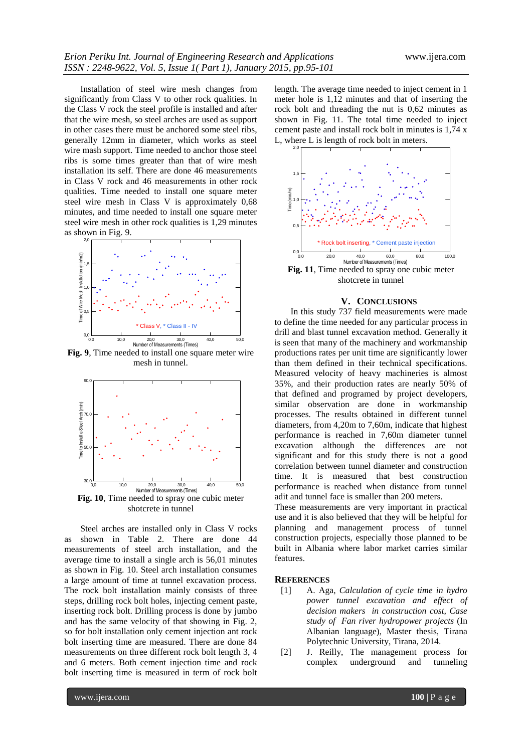Installation of steel wire mesh changes from significantly from Class V to other rock qualities. In the Class V rock the steel profile is installed and after that the wire mesh, so steel arches are used as support in other cases there must be anchored some steel ribs, generally 12mm in diameter, which works as steel wire mash support. Time needed to anchor those steel ribs is some times greater than that of wire mesh installation its self. There are done 46 measurements in Class V rock and 46 measurements in other rock qualities. Time needed to install one square meter steel wire mesh in Class V is approximately 0,68 minutes, and time needed to install one square meter steel wire mesh in other rock qualities is 1,29 minutes as shown in Fig. 9.

Time of Wire Mesh Installation (min/m2)
2,0
1,5
1,0
0,5
0,0
0,0 10,0 20,0 30,0 40,0 50,0
Number of Measurements (Times)
* Class V, * Class II - IV

**Fig. 9**, Time needed to install one square meter wire mesh in tunnel.

Time to Install a Steel Arch (min)
90,0
70,0
50,0
30,0
0,0 10,0 20,0 30,0 40,0 50,0
Number of Measurements (Times)

**Fig. 10**, Time needed to spray one cubic meter shotcrete in tunnel

Steel arches are installed only in Class V rocks as shown in Table 2. There are done 44 measurements of steel arch installation, and the average time to install a single arch is 56,01 minutes as shown in Fig. 10. Steel arch installation consumes a large amount of time at tunnel excavation process. The rock bolt installation mainly consists of three steps, drilling rock bolt holes, injecting cement paste, inserting rock bolt. Drilling process is done by jumbo and has the same velocity of that showing in Fig. 2, so for bolt installation only cement injection ant rock bolt inserting time are measured. There are done 84 measurements on three different rock bolt length 3, 4 and 6 meters. Both cement injection time and rock bolt inserting time is measured in term of rock bolt length. The average time needed to inject cement in 1 meter hole is 1,12 minutes and that of inserting the rock bolt and threading the nut is 0,62 minutes as shown in Fig. 11. The total time needed to inject cement paste and install rock bolt in minutes is 1,74 x L, where L is length of rock bolt in meters.

Time (min/m)
2,0
1,5
1,0
0,5
0,0
0,0 20,0 40,0 60,0 80,0 100,0
Number of Measurements (Times)
* Rock bolt inserting, * Cement paste injection

**Fig. 11**, Time needed to spray one cubic meter shotcrete in tunnel

## V. Conclusions

In this study 737 field measurements were made to define the time needed for any particular process in drill and blast tunnel excavation method. Generally it is seen that many of the machinery and workmanship productions rates per unit time are significantly lower than them defined in their technical specifications. Measured velocity of heavy machineries is almost 35%, and their production rates are nearly 50% of that defined and programed by project developers, similar observation are done in workmanship processes. The results obtained in different tunnel diameters, from 4,20m to 7,60m, indicate that highest performance is reached in 7,60m diameter tunnel excavation although the differences are not significant and for this study there is not a good correlation between tunnel diameter and construction time. It is measured that best construction performance is reached when distance from tunnel adit and tunnel face is smaller than 200 meters.

These measurements are very important in practical use and it is also believed that they will be helpful for planning and management process of tunnel construction projects, especially those planned to be built in Albania where labor market carries similar features.

## References

[1] A. Aga, *Calculation of cycle time in hydro power tunnel excavation and effect of decision makers in construction cost, Case study of Fan river hydropower projects* (In Albanian language), Master thesis, Tirana Polytechnic University, Tirana, 2014.

[2] J. Reilly, The management process for complex underground and tunneling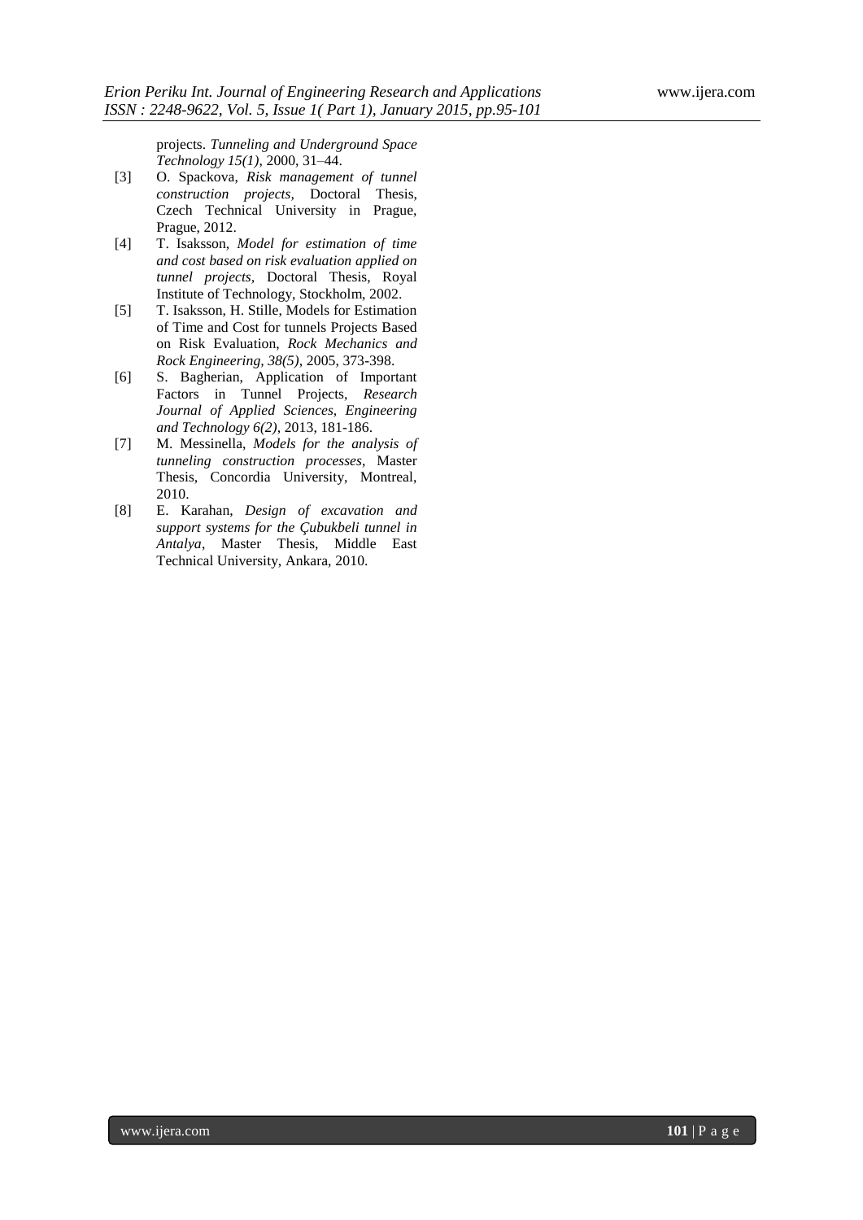projects. *Tunneling and Underground Space Technology 15(1)*, 2000, 31–44.

[3] O. Spackova, *Risk management of tunnel construction projects,* Doctoral Thesis, Czech Technical University in Prague, Prague, 2012.

[4] T. Isaksson, *Model for estimation of time and cost based on risk evaluation applied on tunnel projects,* Doctoral Thesis, Royal Institute of Technology, Stockholm, 2002.

[5] T. Isaksson, H. Stille, Models for Estimation of Time and Cost for tunnels Projects Based on Risk Evaluation, *Rock Mechanics and Rock Engineering, 38(5)*, 2005, 373-398.

[6] S. Bagherian, Application of Important Factors in Tunnel Projects, *Research Journal of Applied Sciences, Engineering and Technology 6(2)*, 2013, 181-186.

[7] M. Messinella, *Models for the analysis of tunneling construction processes*, Master Thesis, Concordia University, Montreal, 2010.

[8] E. Karahan, *Design of excavation and support systems for the Çubukbeli tunnel in Antalya*, Master Thesis, Middle East Technical University, Ankara, 2010.